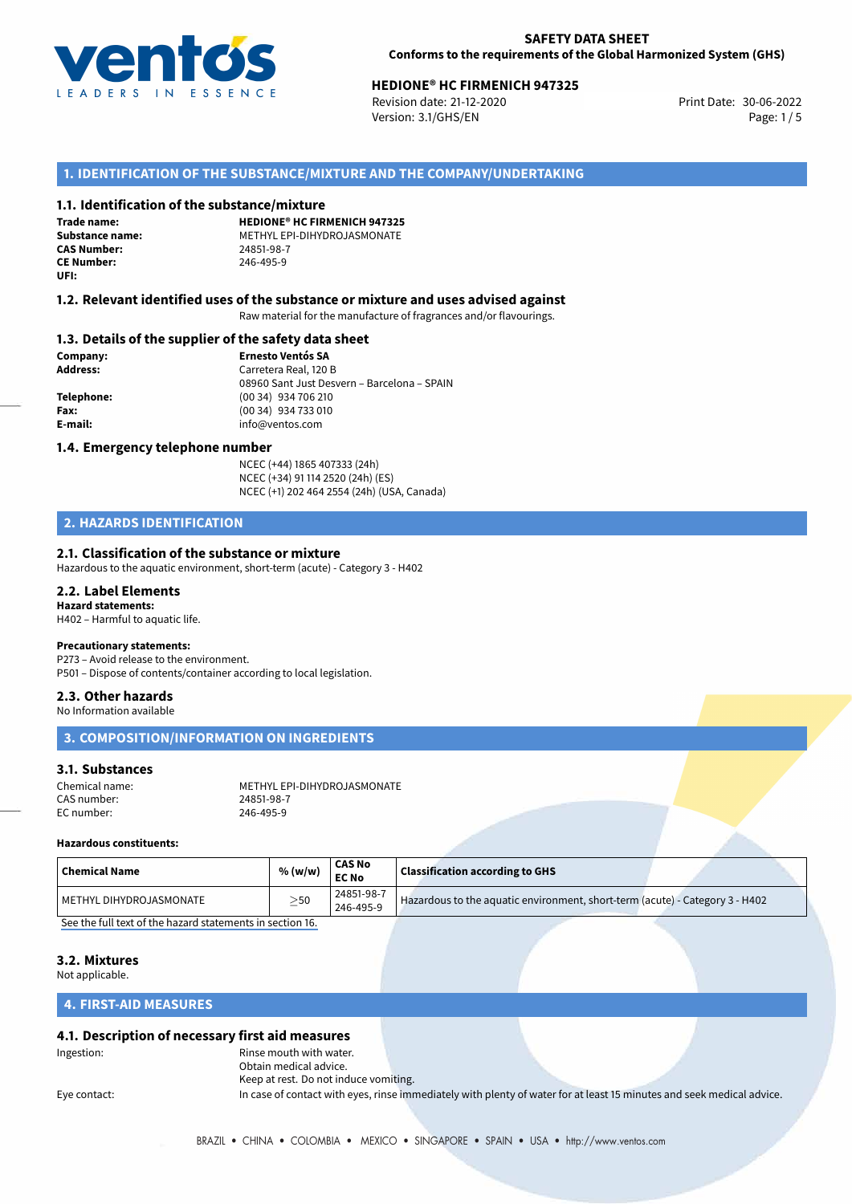**SAFETY DATA SHEET**
**Conforms to the requirements of the Global Harmonized System (GHS)**

**HEDIONE® HC FIRMENICH 947325**
Revision date: 21-12-2020
Version: 3.1/GHS/EN
Print Date: 30-06-2022

## 1. IDENTIFICATION OF THE SUBSTANCE/MIXTURE AND THE COMPANY/UNDERTAKING

### 1.1. Identification of the substance/mixture

**Trade name:** **HEDIONE® HC FIRMENICH 947325**
**Substance name:** METHYL EPI-DIHYDROJASMONATE
**CAS Number:** 24851-98-7
**CE Number:** 246-495-9
**UFI:**

### 1.2. Relevant identified uses of the substance or mixture and uses advised against

Raw material for the manufacture of fragrances and/or flavourings.

### 1.3. Details of the supplier of the safety data sheet

**Company:** **Ernesto Ventós SA**
**Address:** Carretera Real, 120 B
08960 Sant Just Desvern – Barcelona – SPAIN
**Telephone:** (00 34) 934 706 210
**Fax:** (00 34) 934 733 010
**E-mail:** info@ventos.com

### 1.4. Emergency telephone number

NCEC (+44) 1865 407333 (24h)
NCEC (+34) 91 114 2520 (24h) (ES)
NCEC (+1) 202 464 2554 (24h) (USA, Canada)

## 2. HAZARDS IDENTIFICATION

### 2.1. Classification of the substance or mixture

Hazardous to the aquatic environment, short-term (acute) - Category 3 - H402

### 2.2. Label Elements

**Hazard statements:**
H402 – Harmful to aquatic life.

**Precautionary statements:**
P273 – Avoid release to the environment.
P501 – Dispose of contents/container according to local legislation.

### 2.3. Other hazards

No Information available

## 3. COMPOSITION/INFORMATION ON INGREDIENTS

### 3.1. Substances

Chemical name: METHYL EPI-DIHYDROJASMONATE
CAS number: 24851-98-7
EC number: 246-495-9

**Hazardous constituents:**

| Chemical Name | % (w/w) | CAS No EC No | Classification according to GHS |
|---|---|---|---|
| METHYL DIHYDROJASMONATE | $\geq$50 | 24851-98-7 246-495-9 | Hazardous to the aquatic environment, short-term (acute) - Category 3 - H402 |

See the full text of the hazard statements in section 16.

### 3.2. Mixtures

Not applicable.

## 4. FIRST-AID MEASURES

### 4.1. Description of necessary first aid measures

Ingestion: Rinse mouth with water.
Obtain medical advice.
Keep at rest. Do not induce vomiting.

Eye contact: In case of contact with eyes, rinse immediately with plenty of water for at least 15 minutes and seek medical advice.

BRAZIL • CHINA • COLOMBIA • MEXICO • SINGAPORE • SPAIN • USA • http://www.ventos.com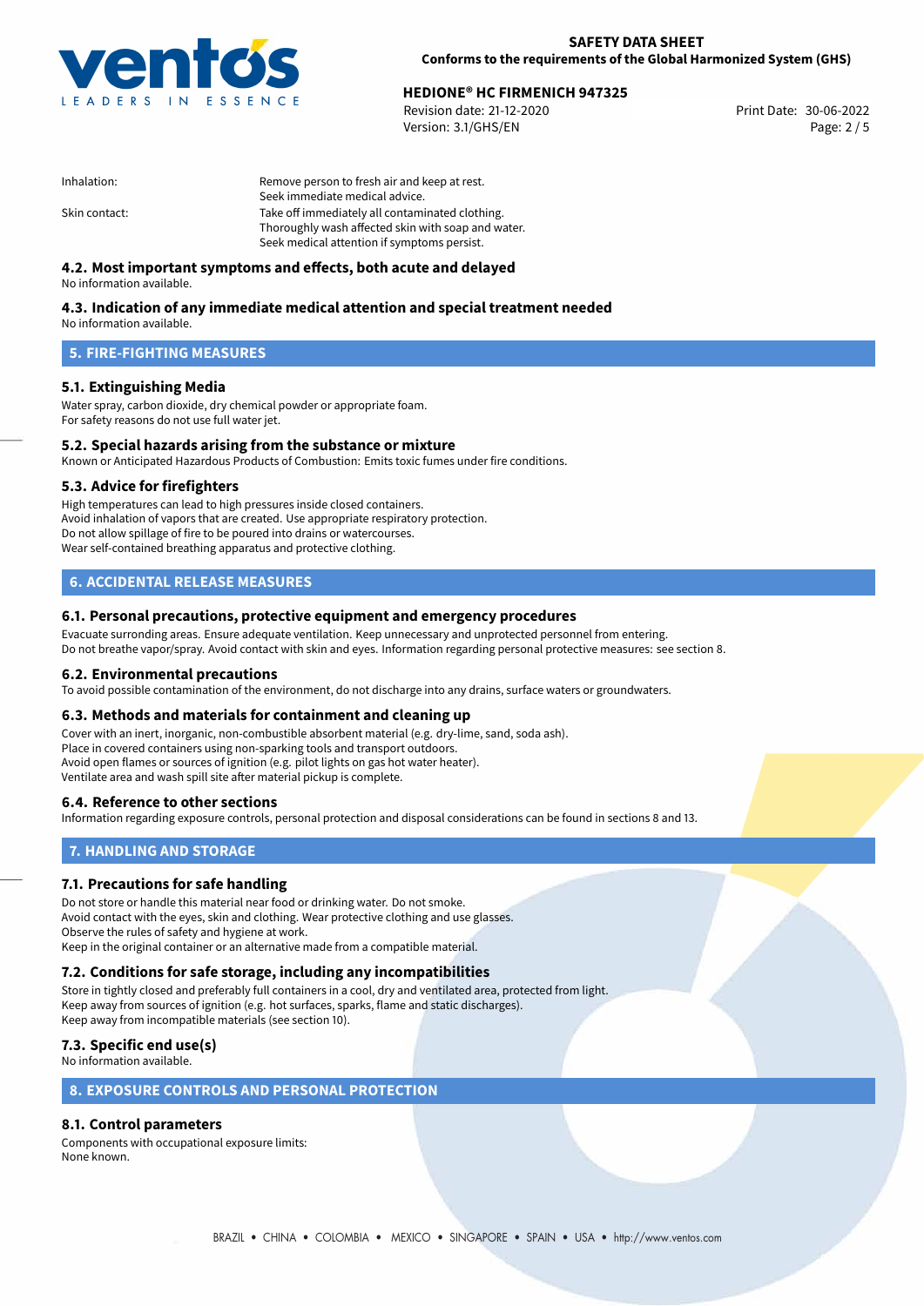| | |
|---|---|
| Inhalation: | Remove person to fresh air and keep at rest.<br>Seek immediate medical advice. |
| Skin contact: | Take off immediately all contaminated clothing.<br>Thoroughly wash affected skin with soap and water.<br>Seek medical attention if symptoms persist. |

### 4.2. Most important symptoms and effects, both acute and delayed

No information available.

### 4.3. Indication of any immediate medical attention and special treatment needed

No information available.

## 5. FIRE-FIGHTING MEASURES

### 5.1. Extinguishing Media

Water spray, carbon dioxide, dry chemical powder or appropriate foam.
For safety reasons do not use full water jet.

### 5.2. Special hazards arising from the substance or mixture

Known or Anticipated Hazardous Products of Combustion: Emits toxic fumes under fire conditions.

### 5.3. Advice for firefighters

High temperatures can lead to high pressures inside closed containers.
Avoid inhalation of vapors that are created. Use appropriate respiratory protection.
Do not allow spillage of fire to be poured into drains or watercourses.
Wear self-contained breathing apparatus and protective clothing.

## 6. ACCIDENTAL RELEASE MEASURES

### 6.1. Personal precautions, protective equipment and emergency procedures

Evacuate surronding areas. Ensure adequate ventilation. Keep unnecessary and unprotected personnel from entering.
Do not breathe vapor/spray. Avoid contact with skin and eyes. Information regarding personal protective measures: see section 8.

### 6.2. Environmental precautions

To avoid possible contamination of the environment, do not discharge into any drains, surface waters or groundwaters.

### 6.3. Methods and materials for containment and cleaning up

Cover with an inert, inorganic, non-combustible absorbent material (e.g. dry-lime, sand, soda ash).
Place in covered containers using non-sparking tools and transport outdoors.
Avoid open flames or sources of ignition (e.g. pilot lights on gas hot water heater).
Ventilate area and wash spill site after material pickup is complete.

### 6.4. Reference to other sections

Information regarding exposure controls, personal protection and disposal considerations can be found in sections 8 and 13.

## 7. HANDLING AND STORAGE

### 7.1. Precautions for safe handling

Do not store or handle this material near food or drinking water. Do not smoke.
Avoid contact with the eyes, skin and clothing. Wear protective clothing and use glasses.
Observe the rules of safety and hygiene at work.
Keep in the original container or an alternative made from a compatible material.

### 7.2. Conditions for safe storage, including any incompatibilities

Store in tightly closed and preferably full containers in a cool, dry and ventilated area, protected from light.
Keep away from sources of ignition (e.g. hot surfaces, sparks, flame and static discharges).
Keep away from incompatible materials (see section 10).

### 7.3. Specific end use(s)

No information available.

## 8. EXPOSURE CONTROLS AND PERSONAL PROTECTION

### 8.1. Control parameters

Components with occupational exposure limits:
None known.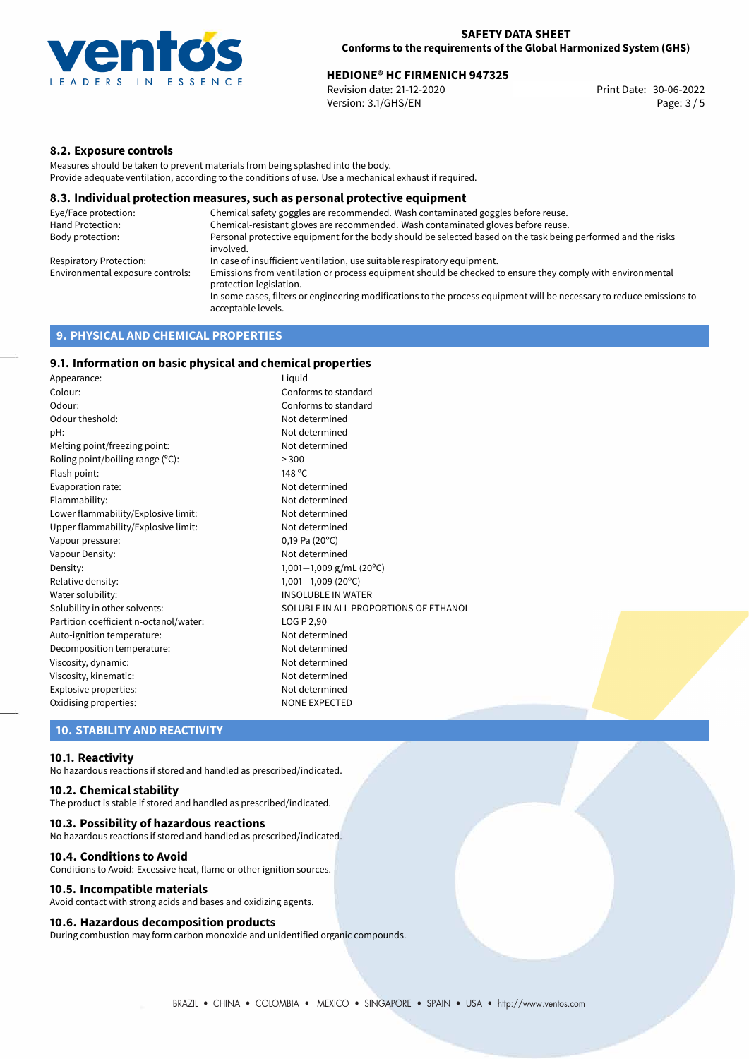### 8.2. Exposure controls

Measures should be taken to prevent materials from being splashed into the body.
Provide adequate ventilation, according to the conditions of use. Use a mechanical exhaust if required.

### 8.3. Individual protection measures, such as personal protective equipment

| | |
|---|---|
| Eye/Face protection: | Chemical safety goggles are recommended. Wash contaminated goggles before reuse. |
| Hand Protection: | Chemical-resistant gloves are recommended. Wash contaminated gloves before reuse. |
| Body protection: | Personal protective equipment for the body should be selected based on the task being performed and the risks involved. |
| Respiratory Protection: | In case of insufficient ventilation, use suitable respiratory equipment. |
| Environmental exposure controls: | Emissions from ventilation or process equipment should be checked to ensure they comply with environmental protection legislation. In some cases, filters or engineering modifications to the process equipment will be necessary to reduce emissions to acceptable levels. |

## 9. PHYSICAL AND CHEMICAL PROPERTIES

### 9.1. Information on basic physical and chemical properties

| | |
|---|---|
| Appearance: | Liquid |
| Colour: | Conforms to standard |
| Odour: | Conforms to standard |
| Odour theshold: | Not determined |
| pH: | Not determined |
| Melting point/freezing point: | Not determined |
| Boling point/boiling range (°C): | > 300 |
| Flash point: | 148 °C |
| Evaporation rate: | Not determined |
| Flammability: | Not determined |
| Lower flammability/Explosive limit: | Not determined |
| Upper flammability/Explosive limit: | Not determined |
| Vapour pressure: | 0,19 Pa (20°C) |
| Vapour Density: | Not determined |
| Density: | 1,001—1,009 g/mL (20°C) |
| Relative density: | 1,001—1,009 (20°C) |
| Water solubility: | INSOLUBLE IN WATER |
| Solubility in other solvents: | SOLUBLE IN ALL PROPORTIONS OF ETHANOL |
| Partition coefficient n-octanol/water: | LOG P 2,90 |
| Auto-ignition temperature: | Not determined |
| Decomposition temperature: | Not determined |
| Viscosity, dynamic: | Not determined |
| Viscosity, kinematic: | Not determined |
| Explosive properties: | Not determined |
| Oxidising properties: | NONE EXPECTED |

## 10. STABILITY AND REACTIVITY

### 10.1. Reactivity

No hazardous reactions if stored and handled as prescribed/indicated.

### 10.2. Chemical stability

The product is stable if stored and handled as prescribed/indicated.

### 10.3. Possibility of hazardous reactions

No hazardous reactions if stored and handled as prescribed/indicated.

### 10.4. Conditions to Avoid

Conditions to Avoid: Excessive heat, flame or other ignition sources.

### 10.5. Incompatible materials

Avoid contact with strong acids and bases and oxidizing agents.

### 10.6. Hazardous decomposition products

During combustion may form carbon monoxide and unidentified organic compounds.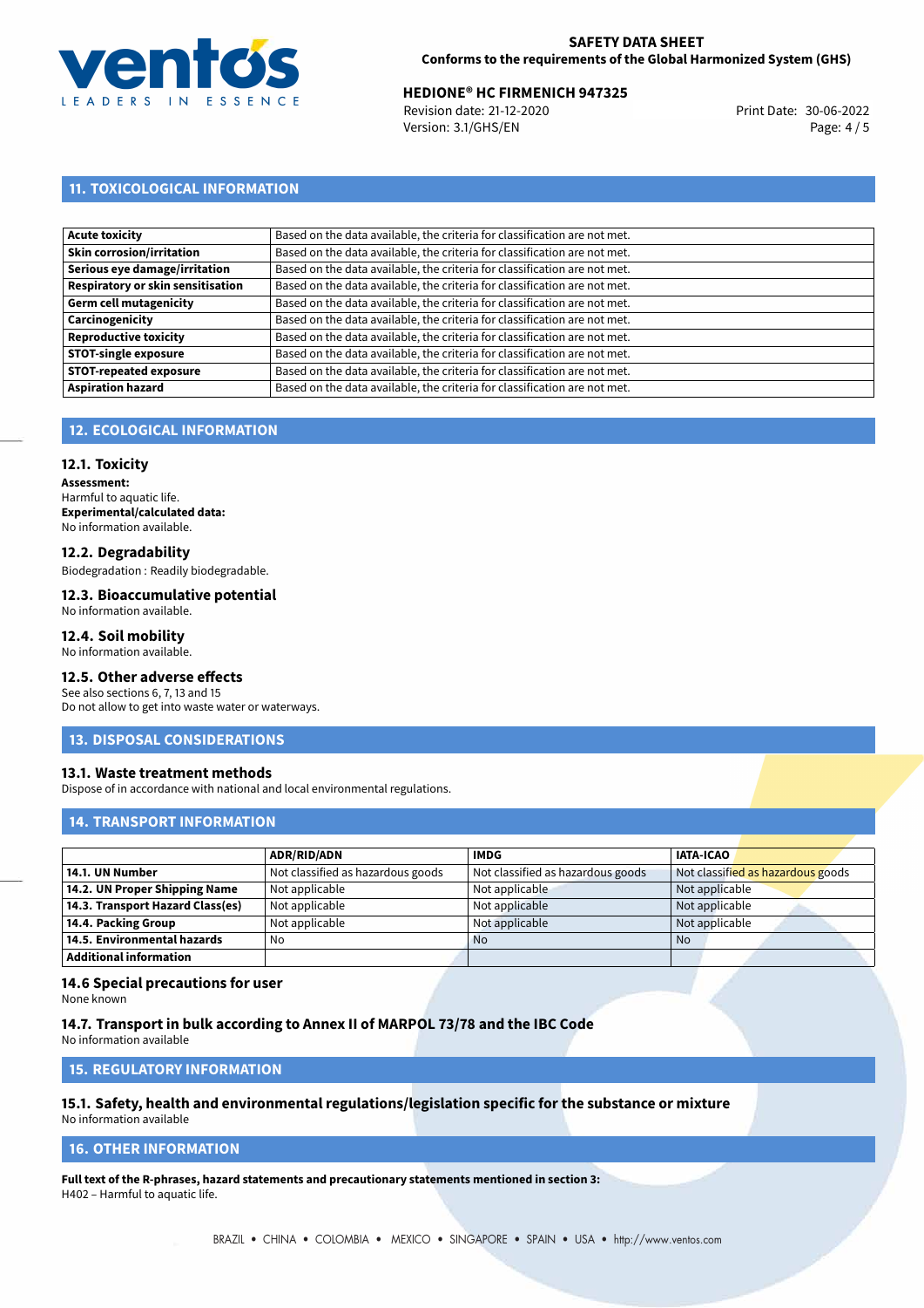## 11. TOXICOLOGICAL INFORMATION

| | |
|---|---|
| **Acute toxicity** | Based on the data available, the criteria for classification are not met. |
| **Skin corrosion/irritation** | Based on the data available, the criteria for classification are not met. |
| **Serious eye damage/irritation** | Based on the data available, the criteria for classification are not met. |
| **Respiratory or skin sensitisation** | Based on the data available, the criteria for classification are not met. |
| **Germ cell mutagenicity** | Based on the data available, the criteria for classification are not met. |
| **Carcinogenicity** | Based on the data available, the criteria for classification are not met. |
| **Reproductive toxicity** | Based on the data available, the criteria for classification are not met. |
| **STOT-single exposure** | Based on the data available, the criteria for classification are not met. |
| **STOT-repeated exposure** | Based on the data available, the criteria for classification are not met. |
| **Aspiration hazard** | Based on the data available, the criteria for classification are not met. |

## 12. ECOLOGICAL INFORMATION

### 12.1. Toxicity

**Assessment:**
Harmful to aquatic life.
**Experimental/calculated data:**
No information available.

### 12.2. Degradability

Biodegradation : Readily biodegradable.

### 12.3. Bioaccumulative potential

No information available.

### 12.4. Soil mobility

No information available.

### 12.5. Other adverse effects

See also sections 6, 7, 13 and 15
Do not allow to get into waste water or waterways.

## 13. DISPOSAL CONSIDERATIONS

### 13.1. Waste treatment methods

Dispose of in accordance with national and local environmental regulations.

## 14. TRANSPORT INFORMATION

| | ADR/RID/ADN | IMDG | IATA-ICAO |
|---|---|---|---|
| **14.1. UN Number** | Not classified as hazardous goods | Not classified as hazardous goods | Not classified as hazardous goods |
| **14.2. UN Proper Shipping Name** | Not applicable | Not applicable | Not applicable |
| **14.3. Transport Hazard Class(es)** | Not applicable | Not applicable | Not applicable |
| **14.4. Packing Group** | Not applicable | Not applicable | Not applicable |
| **14.5. Environmental hazards** | No | No | No |
| **Additional information** | | | |

### 14.6 Special precautions for user

None known

### 14.7. Transport in bulk according to Annex II of MARPOL 73/78 and the IBC Code

No information available

## 15. REGULATORY INFORMATION

### 15.1. Safety, health and environmental regulations/legislation specific for the substance or mixture

No information available

## 16. OTHER INFORMATION

**Full text of the R-phrases, hazard statements and precautionary statements mentioned in section 3:**
H402 – Harmful to aquatic life.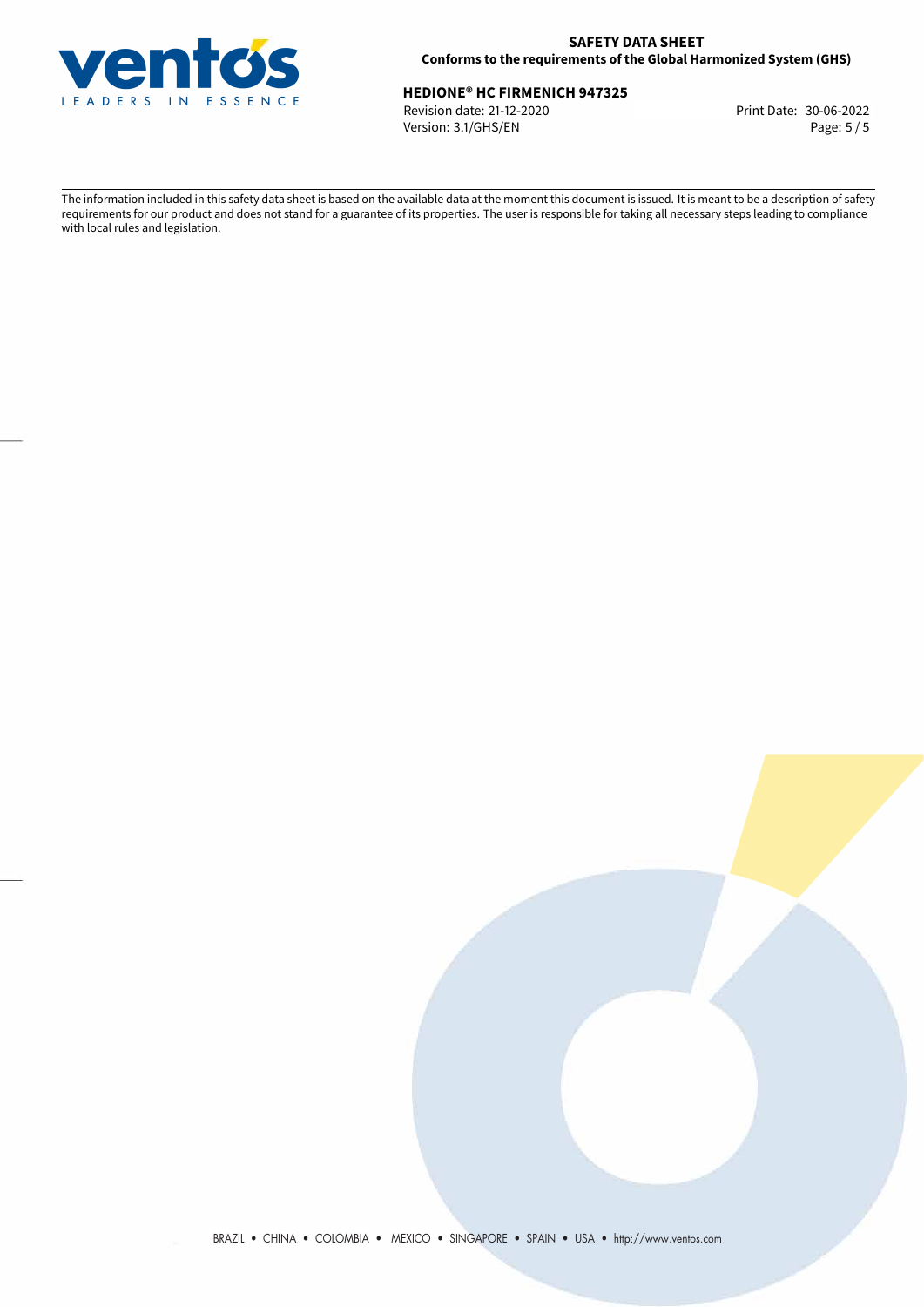The information included in this safety data sheet is based on the available data at the moment this document is issued. It is meant to be a description of safety requirements for our product and does not stand for a guarantee of its properties. The user is responsible for taking all necessary steps leading to compliance with local rules and legislation.